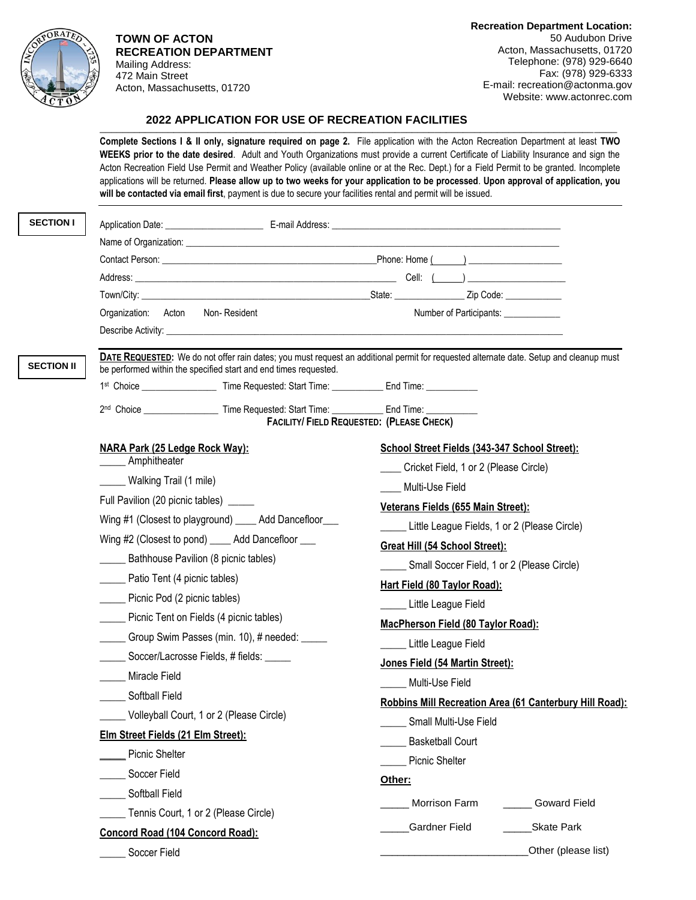**TOWN OF ACTON**
**RECREATION DEPARTMENT**
Mailing Address:
472 Main Street
Acton, Massachusetts, 01720

**Recreation Department Location:**
50 Audubon Drive
Acton, Massachusetts, 01720
Telephone: (978) 929-6640
Fax: (978) 929-6333
E-mail: recreation@actonma.gov
Website: www.actonrec.com

# 2022 APPLICATION FOR USE OF RECREATION FACILITIES

**Complete Sections I & II only, signature required on page 2.** File application with the Acton Recreation Department at least **TWO WEEKS prior to the date desired**. Adult and Youth Organizations must provide a current Certificate of Liability Insurance and sign the Acton Recreation Field Use Permit and Weather Policy (available online or at the Rec. Dept.) for a Field Permit to be granted. Incomplete applications will be returned. **Please allow up to two weeks for your application to be processed**. **Upon approval of application, you will be contacted via email first**, payment is due to secure your facilities rental and permit will be issued.

## SECTION I

Application Date: ____________________ E-mail Address: ______________________________________________

Name of Organization: ___________________________________________________________________________

Contact Person: _____________________________________________ Phone: Home (______) ___________________

Address: ______________________________________________________ Cell: (______) ____________________

Town/City: _____________________________________________ State: ______________ Zip Code: ____________

Organization: Acton Non- Resident Number of Participants: ____________

Describe Activity: _________________________________________________________________________________

## SECTION II

**DATE REQUESTED:** We do not offer rain dates; you must request an additional permit for requested alternate date. Setup and cleanup must be performed within the specified start and end times requested.

1st Choice ________________ Time Requested: Start Time: ___________ End Time: ___________

2nd Choice ________________ Time Requested: Start Time: ___________ End Time: ___________

**FACILITY/ FIELD REQUESTED: (PLEASE CHECK)**

**NARA Park (25 Ledge Rock Way):**

_____ Amphitheater

_____ Walking Trail (1 mile)

Full Pavilion (20 picnic tables) _____

Wing #1 (Closest to playground) ____ Add Dancefloor___

Wing #2 (Closest to pond) ____ Add Dancefloor ___

_____ Bathhouse Pavilion (8 picnic tables)

_____ Patio Tent (4 picnic tables)

_____ Picnic Pod (2 picnic tables)

_____ Picnic Tent on Fields (4 picnic tables)

_____ Group Swim Passes (min. 10), # needed: _____

_____ Soccer/Lacrosse Fields, # fields: _____

_____ Miracle Field

_____ Softball Field

_____ Volleyball Court, 1 or 2 (Please Circle)

**Elm Street Fields (21 Elm Street):**

_____ Picnic Shelter

_____ Soccer Field

_____ Softball Field

_____ Tennis Court, 1 or 2 (Please Circle)

**Concord Road (104 Concord Road):**

_____ Soccer Field

**School Street Fields (343-347 School Street):**

____ Cricket Field, 1 or 2 (Please Circle)

____ Multi-Use Field

**Veterans Fields (655 Main Street):**

_____ Little League Fields, 1 or 2 (Please Circle)

**Great Hill (54 School Street):**

_____ Small Soccer Field, 1 or 2 (Please Circle)

**Hart Field (80 Taylor Road):**

_____ Little League Field

**MacPherson Field (80 Taylor Road):**

_____ Little League Field

**Jones Field (54 Martin Street):**

_____ Multi-Use Field

**Robbins Mill Recreation Area (61 Canterbury Hill Road):**

_____ Small Multi-Use Field

_____ Basketball Court

_____ Picnic Shelter

**Other:**

_____ Morrison Farm _____ Goward Field

_____Gardner Field _____Skate Park

_________________________Other (please list)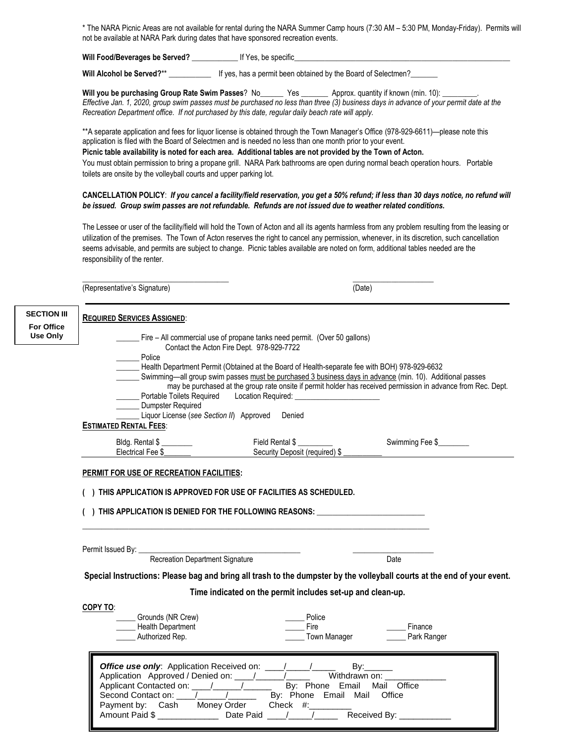* The NARA Picnic Areas are not available for rental during the NARA Summer Camp hours (7:30 AM – 5:30 PM, Monday-Friday). Permits will not be available at NARA Park during dates that have sponsored recreation events.

**Will Food/Beverages be Served?** ____________ If Yes, be specific____________________________________________________________

**Will Alcohol be Served?**** ___________ If yes, has a permit been obtained by the Board of Selectmen?_______

**Will you be purchasing Group Rate Swim Passes**? No______ Yes _______ Approx. quantity if known (min. 10): _________.
*Effective Jan. 1, 2020, group swim passes must be purchased no less than three (3) business days in advance of your permit date at the Recreation Department office. If not purchased by this date, regular daily beach rate will apply.*

**A separate application and fees for liquor license is obtained through the Town Manager's Office (978-929-6611)—please note this application is filed with the Board of Selectmen and is needed no less than one month prior to your event.
**Picnic table availability is noted for each area. Additional tables are not provided by the Town of Acton.**
You must obtain permission to bring a propane grill. NARA Park bathrooms are open during normal beach operation hours. Portable toilets are onsite by the volleyball courts and upper parking lot.

**CANCELLATION POLICY**: ***If you cancel a facility/field reservation, you get a 50% refund; if less than 30 days notice, no refund will be issued. Group swim passes are not refundable. Refunds are not issued due to weather related conditions.***

The Lessee or user of the facility/field will hold the Town of Acton and all its agents harmless from any problem resulting from the leasing or utilization of the premises. The Town of Acton reserves the right to cancel any permission, whenever, in its discretion, such cancellation seems advisable, and permits are subject to change. Picnic tables available are noted on form, additional tables needed are the responsibility of the renter.

______________________________________ ______________________
(Representative's Signature) (Date)

---

**SECTION III**
**For Office Use Only**

**REQUIRED SERVICES ASSIGNED**:

______ Fire – All commercial use of propane tanks need permit. (Over 50 gallons)
Contact the Acton Fire Dept. 978-929-7722
______ Police
______ Health Department Permit (Obtained at the Board of Health-separate fee with BOH) 978-929-6632
______ Swimming—all group swim passes must be purchased 3 business days in advance (min. 10). Additional passes may be purchased at the group rate onsite if permit holder has received permission in advance from Rec. Dept.
______ Portable Toilets Required Location Required: ______________________
______ Dumpster Required
______ Liquor License (*see Section II*) Approved Denied

**ESTIMATED RENTAL FEES**:

Bldg. Rental $ ________ Field Rental $ _________ Swimming Fee $________
Electrical Fee $_______ Security Deposit (required) $ __________

**PERMIT FOR USE OF RECREATION FACILITIES:**

**( ) THIS APPLICATION IS APPROVED FOR USE OF FACILITIES AS SCHEDULED.**

**( ) THIS APPLICATION IS DENIED FOR THE FOLLOWING REASONS:** ____________________________
_____________________________________________________________________________________________

Permit Issued By: __________________________________________ ______________________
Recreation Department Signature Date

**Special Instructions: Please bag and bring all trash to the dumpster by the volleyball courts at the end of your event.**

**Time indicated on the permit includes set-up and clean-up.**

**COPY TO**:

_____ Grounds (NR Crew) _____ Police
_____ Health Department _____ Fire _____ Finance
_____ Authorized Rep. _____ Town Manager _____ Park Ranger

***Office use only***: Application Received on: ____/_____/_____ By:______
Application Approved / Denied on: ____/______/_____ Withdrawn on: _____________
Applicant Contacted on: ____/______/______ By: Phone Email Mail Office
Second Contact on: ____/______/______ By: Phone Email Mail Office
Payment by: Cash Money Order Check #:_________
Amount Paid $ _____________ Date Paid ____/_____/_____ Received By: ___________